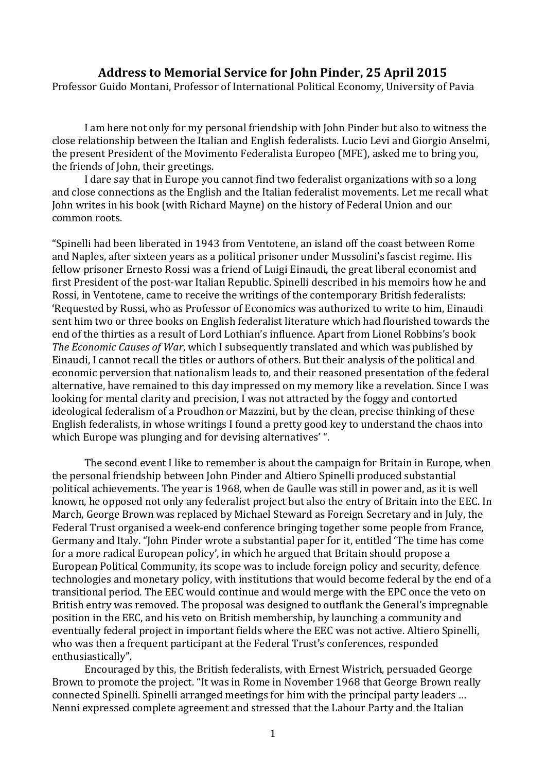**Address to Memorial Service for John Pinder, 25 April 2015**

Professor Guido Montani, Professor of International Political Economy, University of Pavia

I am here not only for my personal friendship with John Pinder but also to witness the close relationship between the Italian and English federalists. Lucio Levi and Giorgio Anselmi, the present President of the Movimento Federalista Europeo (MFE), asked me to bring you, the friends of John, their greetings.

I dare say that in Europe you cannot find two federalist organizations with so a long and close connections as the English and the Italian federalist movements. Let me recall what John writes in his book (with Richard Mayne) on the history of Federal Union and our common roots.

"Spinelli had been liberated in 1943 from Ventotene, an island off the coast between Rome and Naples, after sixteen years as a political prisoner under Mussolini's fascist regime. His fellow prisoner Ernesto Rossi was a friend of Luigi Einaudi, the great liberal economist and first President of the post-war Italian Republic. Spinelli described in his memoirs how he and Rossi, in Ventotene, came to receive the writings of the contemporary British federalists: 'Requested by Rossi, who as Professor of Economics was authorized to write to him, Einaudi sent him two or three books on English federalist literature which had flourished towards the end of the thirties as a result of Lord Lothian's influence. Apart from Lionel Robbins's book *The Economic Causes of War*, which I subsequently translated and which was published by Einaudi, I cannot recall the titles or authors of others. But their analysis of the political and economic perversion that nationalism leads to, and their reasoned presentation of the federal alternative, have remained to this day impressed on my memory like a revelation. Since I was looking for mental clarity and precision, I was not attracted by the foggy and contorted ideological federalism of a Proudhon or Mazzini, but by the clean, precise thinking of these English federalists, in whose writings I found a pretty good key to understand the chaos into which Europe was plunging and for devising alternatives' ".

The second event I like to remember is about the campaign for Britain in Europe, when the personal friendship between John Pinder and Altiero Spinelli produced substantial political achievements. The year is 1968, when de Gaulle was still in power and, as it is well known, he opposed not only any federalist project but also the entry of Britain into the EEC. In March, George Brown was replaced by Michael Steward as Foreign Secretary and in July, the Federal Trust organised a week-end conference bringing together some people from France, Germany and Italy. "John Pinder wrote a substantial paper for it, entitled 'The time has come for a more radical European policy', in which he argued that Britain should propose a European Political Community, its scope was to include foreign policy and security, defence technologies and monetary policy, with institutions that would become federal by the end of a transitional period. The EEC would continue and would merge with the EPC once the veto on British entry was removed. The proposal was designed to outflank the General's impregnable position in the EEC, and his veto on British membership, by launching a community and eventually federal project in important fields where the EEC was not active. Altiero Spinelli, who was then a frequent participant at the Federal Trust's conferences, responded enthusiastically".

Encouraged by this, the British federalists, with Ernest Wistrich, persuaded George Brown to promote the project. "It was in Rome in November 1968 that George Brown really connected Spinelli. Spinelli arranged meetings for him with the principal party leaders … Nenni expressed complete agreement and stressed that the Labour Party and the Italian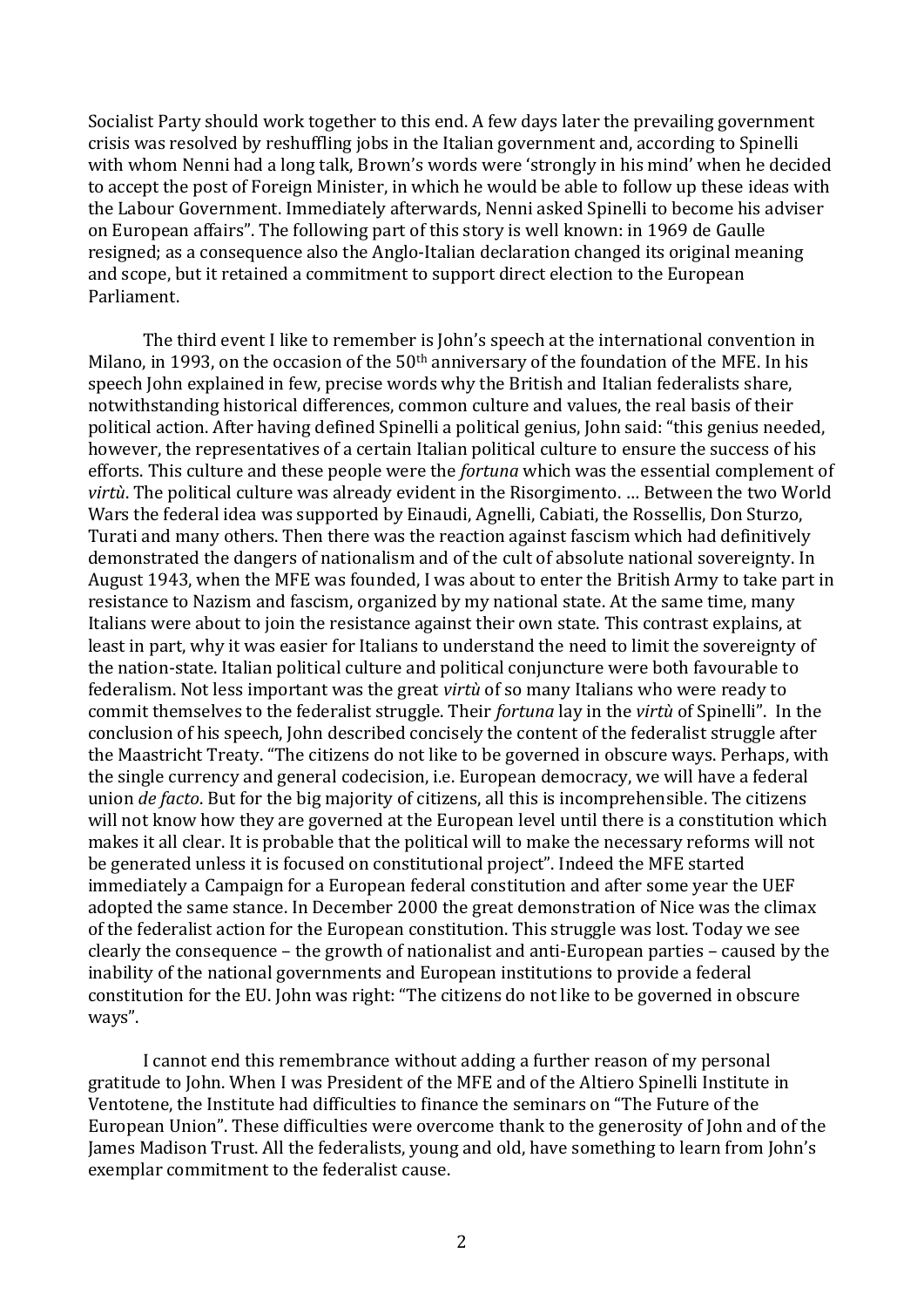Socialist Party should work together to this end. A few days later the prevailing government crisis was resolved by reshuffling jobs in the Italian government and, according to Spinelli with whom Nenni had a long talk, Brown's words were 'strongly in his mind' when he decided to accept the post of Foreign Minister, in which he would be able to follow up these ideas with the Labour Government. Immediately afterwards, Nenni asked Spinelli to become his adviser on European affairs". The following part of this story is well known: in 1969 de Gaulle resigned; as a consequence also the Anglo-Italian declaration changed its original meaning and scope, but it retained a commitment to support direct election to the European Parliament.

The third event I like to remember is John's speech at the international convention in Milano, in 1993, on the occasion of the 50th anniversary of the foundation of the MFE. In his speech John explained in few, precise words why the British and Italian federalists share, notwithstanding historical differences, common culture and values, the real basis of their political action. After having defined Spinelli a political genius, John said: "this genius needed, however, the representatives of a certain Italian political culture to ensure the success of his efforts. This culture and these people were the *fortuna* which was the essential complement of *virtù*. The political culture was already evident in the Risorgimento. … Between the two World Wars the federal idea was supported by Einaudi, Agnelli, Cabiati, the Rossellis, Don Sturzo, Turati and many others. Then there was the reaction against fascism which had definitively demonstrated the dangers of nationalism and of the cult of absolute national sovereignty. In August 1943, when the MFE was founded, I was about to enter the British Army to take part in resistance to Nazism and fascism, organized by my national state. At the same time, many Italians were about to join the resistance against their own state. This contrast explains, at least in part, why it was easier for Italians to understand the need to limit the sovereignty of the nation-state. Italian political culture and political conjuncture were both favourable to federalism. Not less important was the great *virtù* of so many Italians who were ready to commit themselves to the federalist struggle. Their *fortuna* lay in the *virtù* of Spinelli". In the conclusion of his speech, John described concisely the content of the federalist struggle after the Maastricht Treaty. "The citizens do not like to be governed in obscure ways. Perhaps, with the single currency and general codecision, i.e. European democracy, we will have a federal union *de facto*. But for the big majority of citizens, all this is incomprehensible. The citizens will not know how they are governed at the European level until there is a constitution which makes it all clear. It is probable that the political will to make the necessary reforms will not be generated unless it is focused on constitutional project". Indeed the MFE started immediately a Campaign for a European federal constitution and after some year the UEF adopted the same stance. In December 2000 the great demonstration of Nice was the climax of the federalist action for the European constitution. This struggle was lost. Today we see clearly the consequence – the growth of nationalist and anti-European parties – caused by the inability of the national governments and European institutions to provide a federal constitution for the EU. John was right: "The citizens do not like to be governed in obscure ways".

I cannot end this remembrance without adding a further reason of my personal gratitude to John. When I was President of the MFE and of the Altiero Spinelli Institute in Ventotene, the Institute had difficulties to finance the seminars on "The Future of the European Union". These difficulties were overcome thank to the generosity of John and of the James Madison Trust. All the federalists, young and old, have something to learn from John's exemplar commitment to the federalist cause.